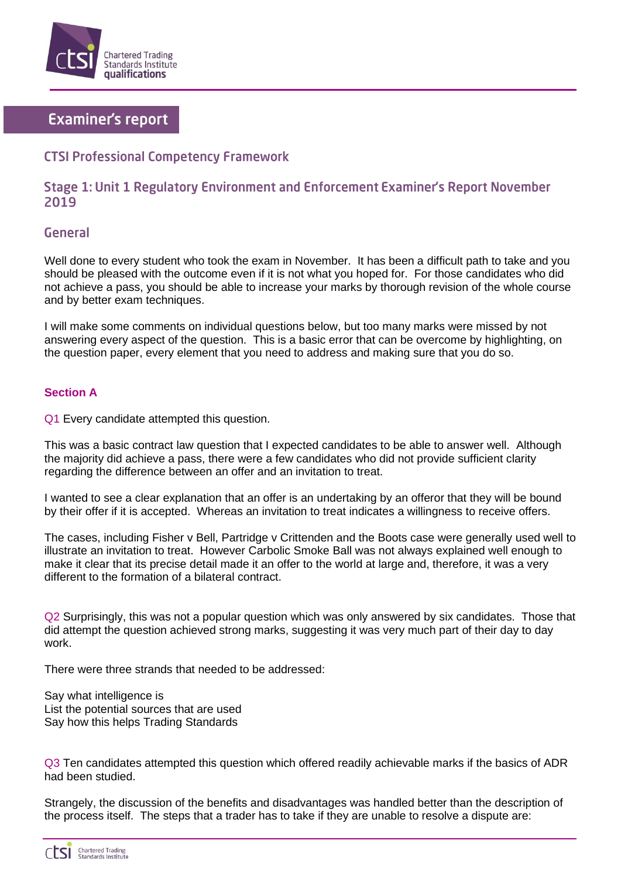# Examiner's report

## CTSI Professional Competency Framework

## Stage 1: Unit 1 Regulatory Environment and Enforcement Examiner's Report November 2019

## General

Well done to every student who took the exam in November. It has been a difficult path to take and you should be pleased with the outcome even if it is not what you hoped for. For those candidates who did not achieve a pass, you should be able to increase your marks by thorough revision of the whole course and by better exam techniques.

I will make some comments on individual questions below, but too many marks were missed by not answering every aspect of the question. This is a basic error that can be overcome by highlighting, on the question paper, every element that you need to address and making sure that you do so.

### Section A

Q1 Every candidate attempted this question.

This was a basic contract law question that I expected candidates to be able to answer well. Although the majority did achieve a pass, there were a few candidates who did not provide sufficient clarity regarding the difference between an offer and an invitation to treat.

I wanted to see a clear explanation that an offer is an undertaking by an offeror that they will be bound by their offer if it is accepted. Whereas an invitation to treat indicates a willingness to receive offers.

The cases, including Fisher v Bell, Partridge v Crittenden and the Boots case were generally used well to illustrate an invitation to treat. However Carbolic Smoke Ball was not always explained well enough to make it clear that its precise detail made it an offer to the world at large and, therefore, it was a very different to the formation of a bilateral contract.

Q2 Surprisingly, this was not a popular question which was only answered by six candidates. Those that did attempt the question achieved strong marks, suggesting it was very much part of their day to day work.

There were three strands that needed to be addressed:

Say what intelligence is
List the potential sources that are used
Say how this helps Trading Standards

Q3 Ten candidates attempted this question which offered readily achievable marks if the basics of ADR had been studied.

Strangely, the discussion of the benefits and disadvantages was handled better than the description of the process itself. The steps that a trader has to take if they are unable to resolve a dispute are: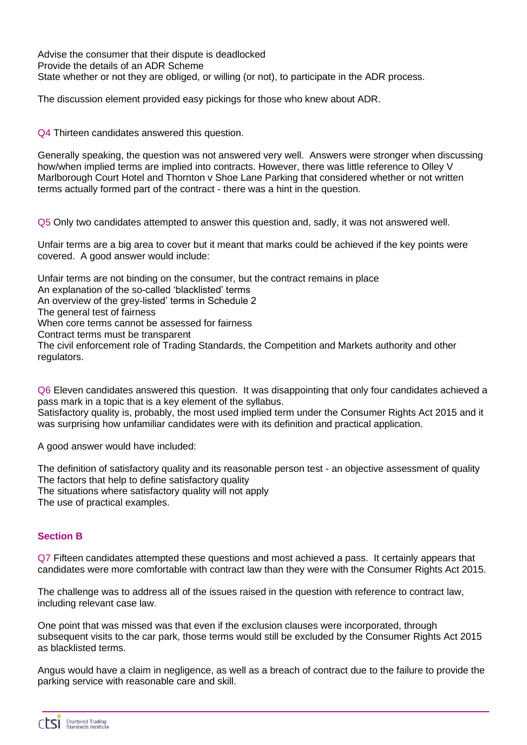Advise the consumer that their dispute is deadlocked
Provide the details of an ADR Scheme
State whether or not they are obliged, or willing (or not), to participate in the ADR process.

The discussion element provided easy pickings for those who knew about ADR.

Q4 Thirteen candidates answered this question.

Generally speaking, the question was not answered very well. Answers were stronger when discussing how/when implied terms are implied into contracts. However, there was little reference to Olley V Marlborough Court Hotel and Thornton v Shoe Lane Parking that considered whether or not written terms actually formed part of the contract - there was a hint in the question.

Q5 Only two candidates attempted to answer this question and, sadly, it was not answered well.

Unfair terms are a big area to cover but it meant that marks could be achieved if the key points were covered. A good answer would include:

Unfair terms are not binding on the consumer, but the contract remains in place
An explanation of the so-called 'blacklisted' terms
An overview of the grey-listed' terms in Schedule 2
The general test of fairness
When core terms cannot be assessed for fairness
Contract terms must be transparent
The civil enforcement role of Trading Standards, the Competition and Markets authority and other regulators.

Q6 Eleven candidates answered this question. It was disappointing that only four candidates achieved a pass mark in a topic that is a key element of the syllabus.
Satisfactory quality is, probably, the most used implied term under the Consumer Rights Act 2015 and it was surprising how unfamiliar candidates were with its definition and practical application.

A good answer would have included:

The definition of satisfactory quality and its reasonable person test - an objective assessment of quality
The factors that help to define satisfactory quality
The situations where satisfactory quality will not apply
The use of practical examples.

## Section B

Q7 Fifteen candidates attempted these questions and most achieved a pass. It certainly appears that candidates were more comfortable with contract law than they were with the Consumer Rights Act 2015.

The challenge was to address all of the issues raised in the question with reference to contract law, including relevant case law.

One point that was missed was that even if the exclusion clauses were incorporated, through subsequent visits to the car park, those terms would still be excluded by the Consumer Rights Act 2015 as blacklisted terms.

Angus would have a claim in negligence, as well as a breach of contract due to the failure to provide the parking service with reasonable care and skill.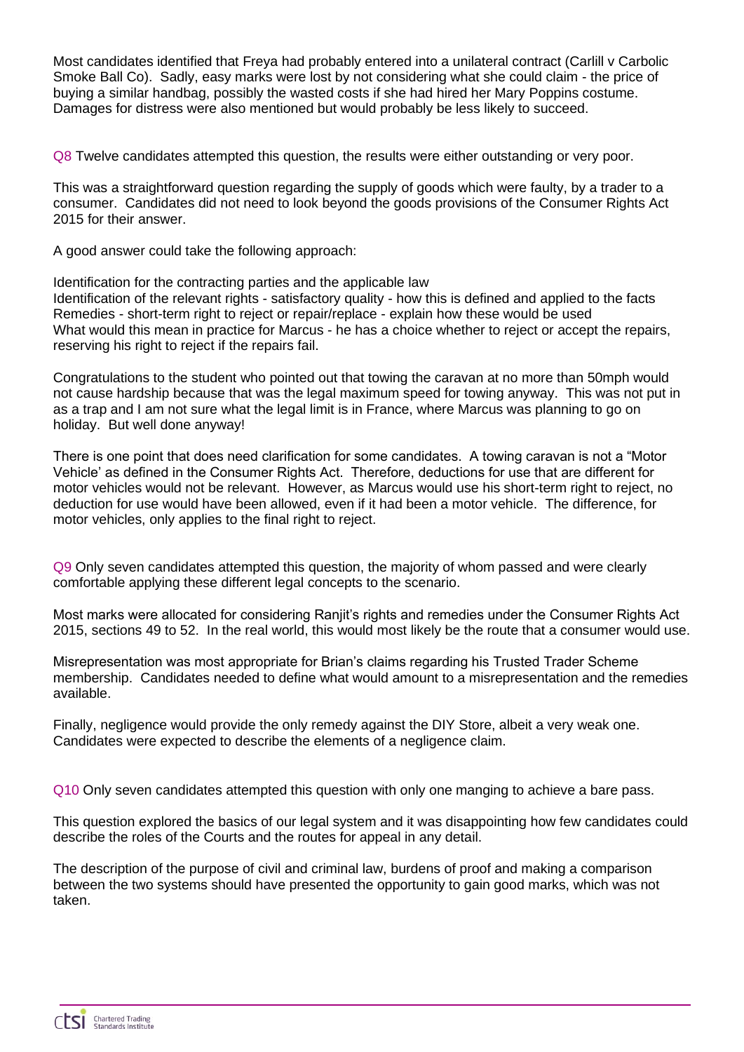Most candidates identified that Freya had probably entered into a unilateral contract (Carlill v Carbolic Smoke Ball Co). Sadly, easy marks were lost by not considering what she could claim - the price of buying a similar handbag, possibly the wasted costs if she had hired her Mary Poppins costume. Damages for distress were also mentioned but would probably be less likely to succeed.

Q8 Twelve candidates attempted this question, the results were either outstanding or very poor.

This was a straightforward question regarding the supply of goods which were faulty, by a trader to a consumer. Candidates did not need to look beyond the goods provisions of the Consumer Rights Act 2015 for their answer.

A good answer could take the following approach:

Identification for the contracting parties and the applicable law
Identification of the relevant rights - satisfactory quality - how this is defined and applied to the facts
Remedies - short-term right to reject or repair/replace - explain how these would be used
What would this mean in practice for Marcus - he has a choice whether to reject or accept the repairs, reserving his right to reject if the repairs fail.

Congratulations to the student who pointed out that towing the caravan at no more than 50mph would not cause hardship because that was the legal maximum speed for towing anyway. This was not put in as a trap and I am not sure what the legal limit is in France, where Marcus was planning to go on holiday. But well done anyway!

There is one point that does need clarification for some candidates. A towing caravan is not a "Motor Vehicle' as defined in the Consumer Rights Act. Therefore, deductions for use that are different for motor vehicles would not be relevant. However, as Marcus would use his short-term right to reject, no deduction for use would have been allowed, even if it had been a motor vehicle. The difference, for motor vehicles, only applies to the final right to reject.

Q9 Only seven candidates attempted this question, the majority of whom passed and were clearly comfortable applying these different legal concepts to the scenario.

Most marks were allocated for considering Ranjit's rights and remedies under the Consumer Rights Act 2015, sections 49 to 52. In the real world, this would most likely be the route that a consumer would use.

Misrepresentation was most appropriate for Brian's claims regarding his Trusted Trader Scheme membership. Candidates needed to define what would amount to a misrepresentation and the remedies available.

Finally, negligence would provide the only remedy against the DIY Store, albeit a very weak one. Candidates were expected to describe the elements of a negligence claim.

Q10 Only seven candidates attempted this question with only one manging to achieve a bare pass.

This question explored the basics of our legal system and it was disappointing how few candidates could describe the roles of the Courts and the routes for appeal in any detail.

The description of the purpose of civil and criminal law, burdens of proof and making a comparison between the two systems should have presented the opportunity to gain good marks, which was not taken.